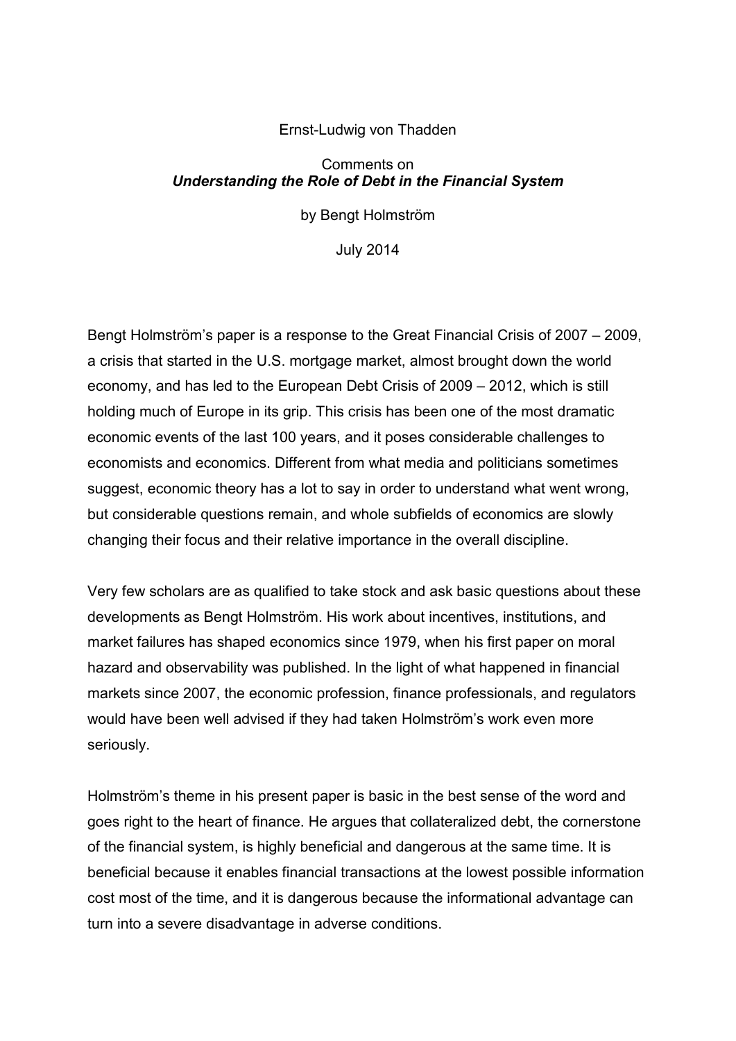Ernst-Ludwig von Thadden

Comments on
***Understanding the Role of Debt in the Financial System***

by Bengt Holmström

July 2014

Bengt Holmström's paper is a response to the Great Financial Crisis of 2007 – 2009, a crisis that started in the U.S. mortgage market, almost brought down the world economy, and has led to the European Debt Crisis of 2009 – 2012, which is still holding much of Europe in its grip. This crisis has been one of the most dramatic economic events of the last 100 years, and it poses considerable challenges to economists and economics. Different from what media and politicians sometimes suggest, economic theory has a lot to say in order to understand what went wrong, but considerable questions remain, and whole subfields of economics are slowly changing their focus and their relative importance in the overall discipline.

Very few scholars are as qualified to take stock and ask basic questions about these developments as Bengt Holmström. His work about incentives, institutions, and market failures has shaped economics since 1979, when his first paper on moral hazard and observability was published. In the light of what happened in financial markets since 2007, the economic profession, finance professionals, and regulators would have been well advised if they had taken Holmström's work even more seriously.

Holmström's theme in his present paper is basic in the best sense of the word and goes right to the heart of finance. He argues that collateralized debt, the cornerstone of the financial system, is highly beneficial and dangerous at the same time. It is beneficial because it enables financial transactions at the lowest possible information cost most of the time, and it is dangerous because the informational advantage can turn into a severe disadvantage in adverse conditions.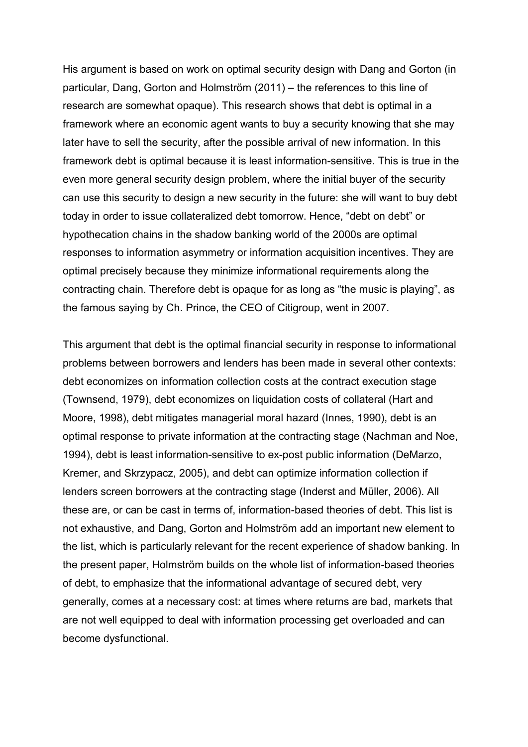His argument is based on work on optimal security design with Dang and Gorton (in particular, Dang, Gorton and Holmström (2011) – the references to this line of research are somewhat opaque). This research shows that debt is optimal in a framework where an economic agent wants to buy a security knowing that she may later have to sell the security, after the possible arrival of new information. In this framework debt is optimal because it is least information-sensitive. This is true in the even more general security design problem, where the initial buyer of the security can use this security to design a new security in the future: she will want to buy debt today in order to issue collateralized debt tomorrow. Hence, "debt on debt" or hypothecation chains in the shadow banking world of the 2000s are optimal responses to information asymmetry or information acquisition incentives. They are optimal precisely because they minimize informational requirements along the contracting chain. Therefore debt is opaque for as long as "the music is playing", as the famous saying by Ch. Prince, the CEO of Citigroup, went in 2007.

This argument that debt is the optimal financial security in response to informational problems between borrowers and lenders has been made in several other contexts: debt economizes on information collection costs at the contract execution stage (Townsend, 1979), debt economizes on liquidation costs of collateral (Hart and Moore, 1998), debt mitigates managerial moral hazard (Innes, 1990), debt is an optimal response to private information at the contracting stage (Nachman and Noe, 1994), debt is least information-sensitive to ex-post public information (DeMarzo, Kremer, and Skrzypacz, 2005), and debt can optimize information collection if lenders screen borrowers at the contracting stage (Inderst and Müller, 2006). All these are, or can be cast in terms of, information-based theories of debt. This list is not exhaustive, and Dang, Gorton and Holmström add an important new element to the list, which is particularly relevant for the recent experience of shadow banking. In the present paper, Holmström builds on the whole list of information-based theories of debt, to emphasize that the informational advantage of secured debt, very generally, comes at a necessary cost: at times where returns are bad, markets that are not well equipped to deal with information processing get overloaded and can become dysfunctional.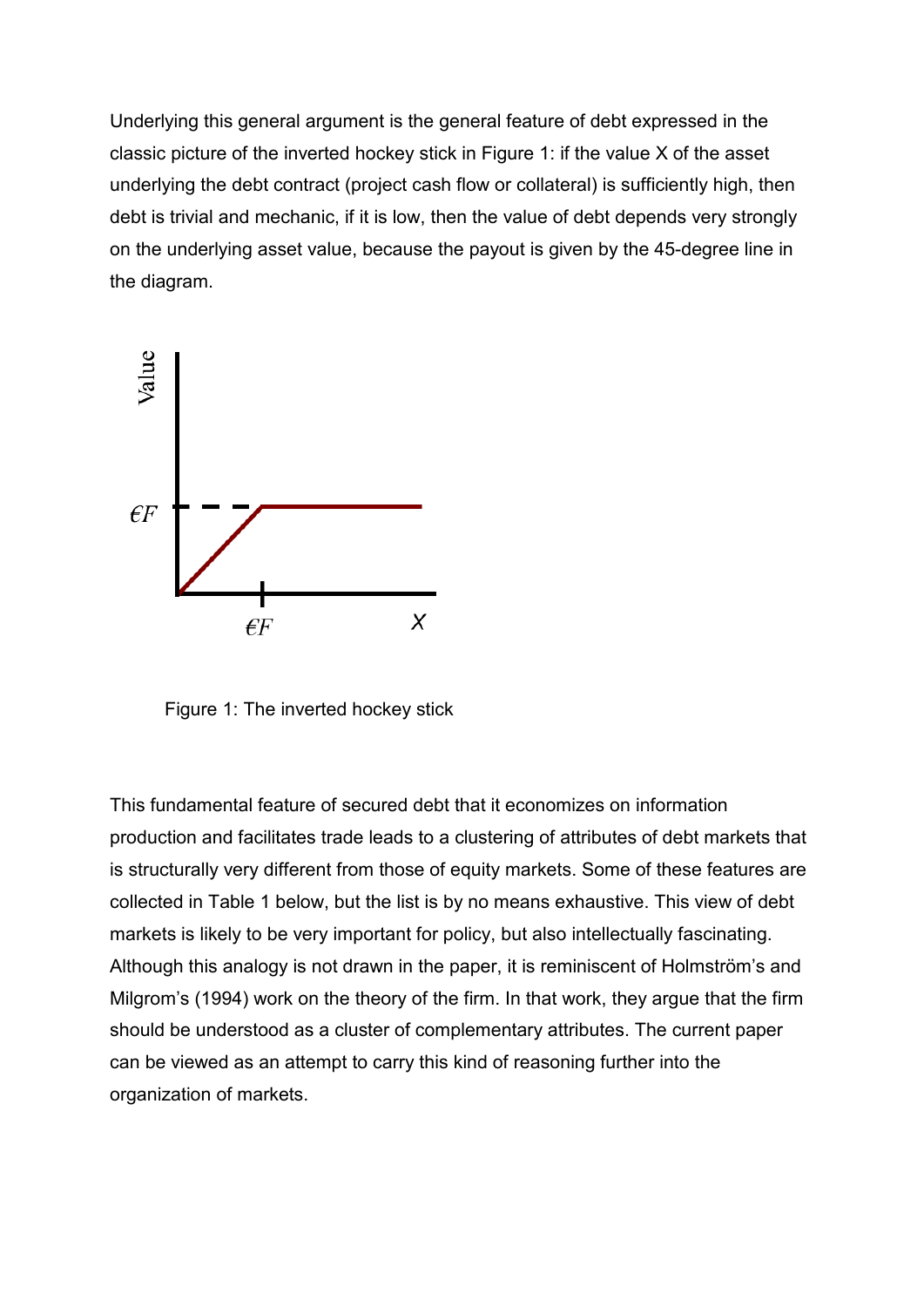Underlying this general argument is the general feature of debt expressed in the classic picture of the inverted hockey stick in Figure 1: if the value X of the asset underlying the debt contract (project cash flow or collateral) is sufficiently high, then debt is trivial and mechanic, if it is low, then the value of debt depends very strongly on the underlying asset value, because the payout is given by the 45-degree line in the diagram.

Figure 1: The inverted hockey stick

This fundamental feature of secured debt that it economizes on information production and facilitates trade leads to a clustering of attributes of debt markets that is structurally very different from those of equity markets. Some of these features are collected in Table 1 below, but the list is by no means exhaustive. This view of debt markets is likely to be very important for policy, but also intellectually fascinating. Although this analogy is not drawn in the paper, it is reminiscent of Holmström's and Milgrom's (1994) work on the theory of the firm. In that work, they argue that the firm should be understood as a cluster of complementary attributes. The current paper can be viewed as an attempt to carry this kind of reasoning further into the organization of markets.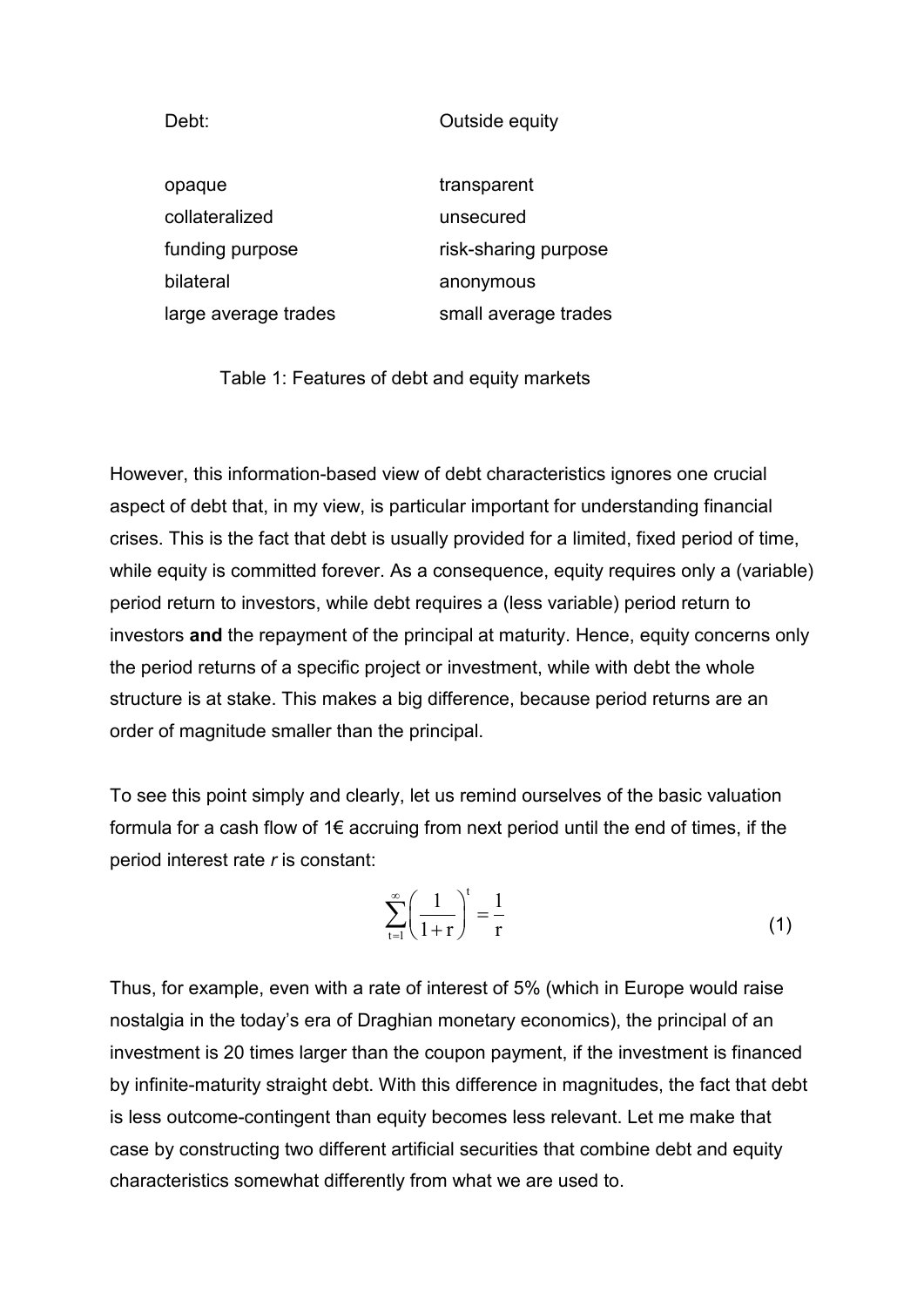| Debt: | Outside equity |
|---|---|
| opaque | transparent |
| collateralized | unsecured |
| funding purpose | risk-sharing purpose |
| bilateral | anonymous |
| large average trades | small average trades |

Table 1: Features of debt and equity markets

However, this information-based view of debt characteristics ignores one crucial aspect of debt that, in my view, is particular important for understanding financial crises. This is the fact that debt is usually provided for a limited, fixed period of time, while equity is committed forever. As a consequence, equity requires only a (variable) period return to investors, while debt requires a (less variable) period return to investors **and** the repayment of the principal at maturity. Hence, equity concerns only the period returns of a specific project or investment, while with debt the whole structure is at stake. This makes a big difference, because period returns are an order of magnitude smaller than the principal.

To see this point simply and clearly, let us remind ourselves of the basic valuation formula for a cash flow of 1€ accruing from next period until the end of times, if the period interest rate *r* is constant:

$$\sum_{t=1}^{\infty}\left(\frac{1}{1+r}\right)^{t}=\frac{1}{r} \tag{1}$$

Thus, for example, even with a rate of interest of 5% (which in Europe would raise nostalgia in the today's era of Draghian monetary economics), the principal of an investment is 20 times larger than the coupon payment, if the investment is financed by infinite-maturity straight debt. With this difference in magnitudes, the fact that debt is less outcome-contingent than equity becomes less relevant. Let me make that case by constructing two different artificial securities that combine debt and equity characteristics somewhat differently from what we are used to.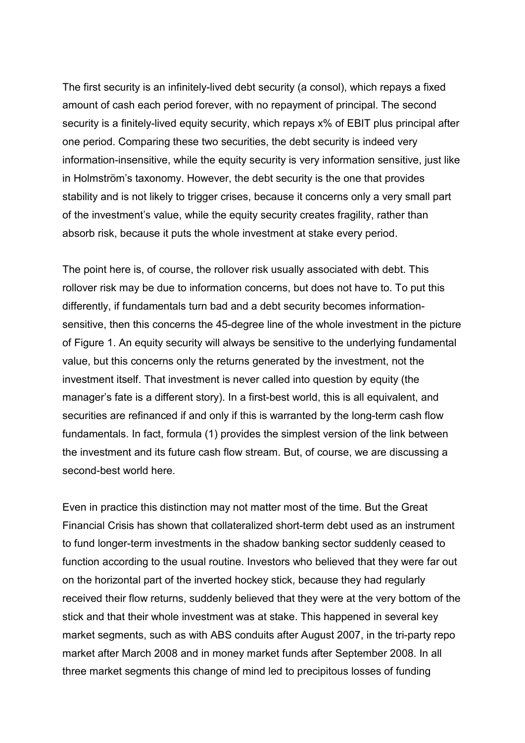The first security is an infinitely-lived debt security (a consol), which repays a fixed amount of cash each period forever, with no repayment of principal. The second security is a finitely-lived equity security, which repays x% of EBIT plus principal after one period. Comparing these two securities, the debt security is indeed very information-insensitive, while the equity security is very information sensitive, just like in Holmström's taxonomy. However, the debt security is the one that provides stability and is not likely to trigger crises, because it concerns only a very small part of the investment's value, while the equity security creates fragility, rather than absorb risk, because it puts the whole investment at stake every period.

The point here is, of course, the rollover risk usually associated with debt. This rollover risk may be due to information concerns, but does not have to. To put this differently, if fundamentals turn bad and a debt security becomes information-sensitive, then this concerns the 45-degree line of the whole investment in the picture of Figure 1. An equity security will always be sensitive to the underlying fundamental value, but this concerns only the returns generated by the investment, not the investment itself. That investment is never called into question by equity (the manager's fate is a different story). In a first-best world, this is all equivalent, and securities are refinanced if and only if this is warranted by the long-term cash flow fundamentals. In fact, formula (1) provides the simplest version of the link between the investment and its future cash flow stream. But, of course, we are discussing a second-best world here.

Even in practice this distinction may not matter most of the time. But the Great Financial Crisis has shown that collateralized short-term debt used as an instrument to fund longer-term investments in the shadow banking sector suddenly ceased to function according to the usual routine. Investors who believed that they were far out on the horizontal part of the inverted hockey stick, because they had regularly received their flow returns, suddenly believed that they were at the very bottom of the stick and that their whole investment was at stake. This happened in several key market segments, such as with ABS conduits after August 2007, in the tri-party repo market after March 2008 and in money market funds after September 2008. In all three market segments this change of mind led to precipitous losses of funding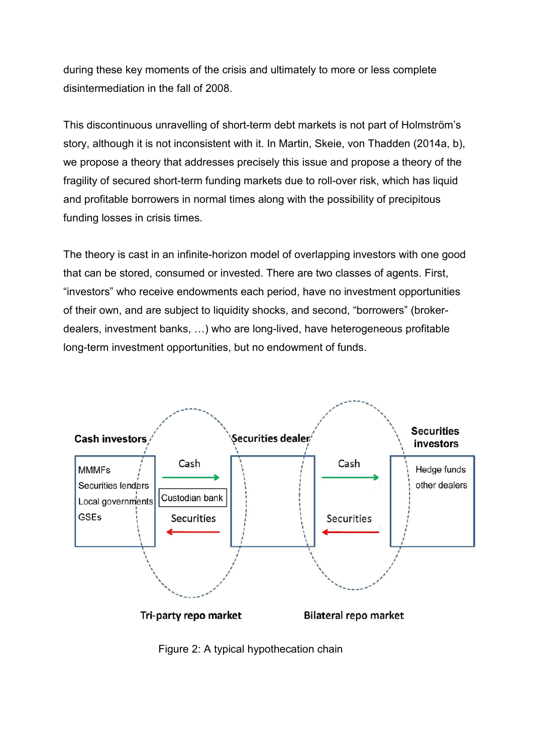during these key moments of the crisis and ultimately to more or less complete disintermediation in the fall of 2008.

This discontinuous unravelling of short-term debt markets is not part of Holmström's story, although it is not inconsistent with it. In Martin, Skeie, von Thadden (2014a, b), we propose a theory that addresses precisely this issue and propose a theory of the fragility of secured short-term funding markets due to roll-over risk, which has liquid and profitable borrowers in normal times along with the possibility of precipitous funding losses in crisis times.

The theory is cast in an infinite-horizon model of overlapping investors with one good that can be stored, consumed or invested. There are two classes of agents. First, "investors" who receive endowments each period, have no investment opportunities of their own, and are subject to liquidity shocks, and second, "borrowers" (broker-dealers, investment banks, …) who are long-lived, have heterogeneous profitable long-term investment opportunities, but no endowment of funds.

**Cash investors**

MMMFs
Securities lenders
Local governments
GSEs

**Securities dealer**

**Securities investors**

Hedge funds
other dealers

Cash → / Custodian bank / ← Securities (**Tri-party repo market**)

Cash → / ← Securities (**Bilateral repo market**)

Figure 2: A typical hypothecation chain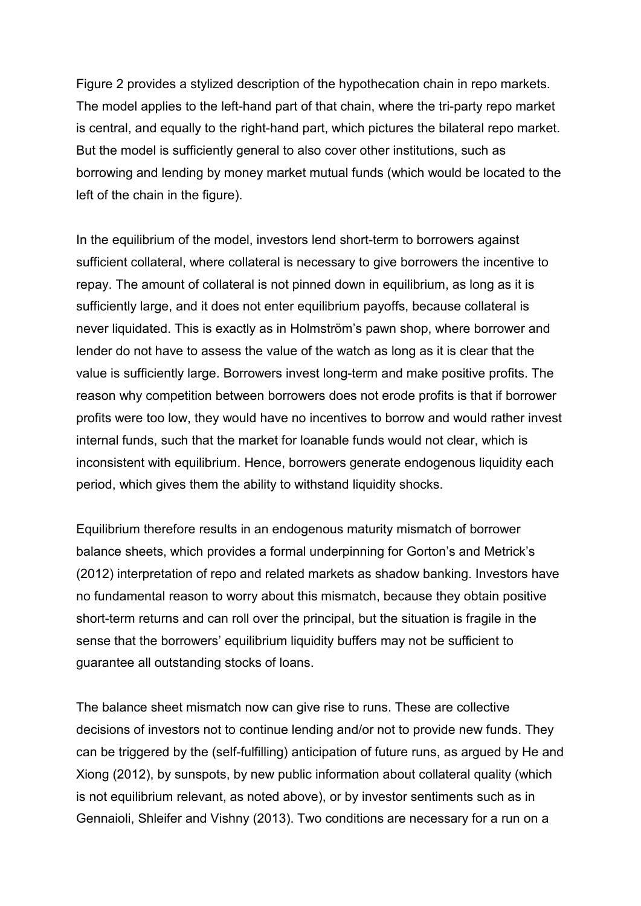Figure 2 provides a stylized description of the hypothecation chain in repo markets. The model applies to the left-hand part of that chain, where the tri-party repo market is central, and equally to the right-hand part, which pictures the bilateral repo market. But the model is sufficiently general to also cover other institutions, such as borrowing and lending by money market mutual funds (which would be located to the left of the chain in the figure).

In the equilibrium of the model, investors lend short-term to borrowers against sufficient collateral, where collateral is necessary to give borrowers the incentive to repay. The amount of collateral is not pinned down in equilibrium, as long as it is sufficiently large, and it does not enter equilibrium payoffs, because collateral is never liquidated. This is exactly as in Holmström's pawn shop, where borrower and lender do not have to assess the value of the watch as long as it is clear that the value is sufficiently large. Borrowers invest long-term and make positive profits. The reason why competition between borrowers does not erode profits is that if borrower profits were too low, they would have no incentives to borrow and would rather invest internal funds, such that the market for loanable funds would not clear, which is inconsistent with equilibrium. Hence, borrowers generate endogenous liquidity each period, which gives them the ability to withstand liquidity shocks.

Equilibrium therefore results in an endogenous maturity mismatch of borrower balance sheets, which provides a formal underpinning for Gorton's and Metrick's (2012) interpretation of repo and related markets as shadow banking. Investors have no fundamental reason to worry about this mismatch, because they obtain positive short-term returns and can roll over the principal, but the situation is fragile in the sense that the borrowers' equilibrium liquidity buffers may not be sufficient to guarantee all outstanding stocks of loans.

The balance sheet mismatch now can give rise to runs. These are collective decisions of investors not to continue lending and/or not to provide new funds. They can be triggered by the (self-fulfilling) anticipation of future runs, as argued by He and Xiong (2012), by sunspots, by new public information about collateral quality (which is not equilibrium relevant, as noted above), or by investor sentiments such as in Gennaioli, Shleifer and Vishny (2013). Two conditions are necessary for a run on a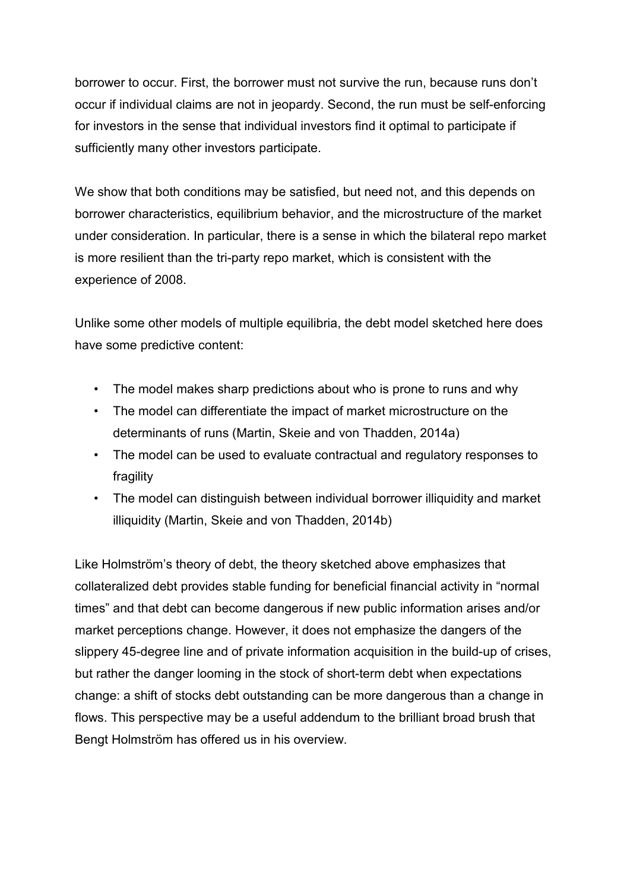borrower to occur. First, the borrower must not survive the run, because runs don't occur if individual claims are not in jeopardy. Second, the run must be self-enforcing for investors in the sense that individual investors find it optimal to participate if sufficiently many other investors participate.

We show that both conditions may be satisfied, but need not, and this depends on borrower characteristics, equilibrium behavior, and the microstructure of the market under consideration. In particular, there is a sense in which the bilateral repo market is more resilient than the tri-party repo market, which is consistent with the experience of 2008.

Unlike some other models of multiple equilibria, the debt model sketched here does have some predictive content:

- The model makes sharp predictions about who is prone to runs and why
- The model can differentiate the impact of market microstructure on the determinants of runs (Martin, Skeie and von Thadden, 2014a)
- The model can be used to evaluate contractual and regulatory responses to fragility
- The model can distinguish between individual borrower illiquidity and market illiquidity (Martin, Skeie and von Thadden, 2014b)

Like Holmström's theory of debt, the theory sketched above emphasizes that collateralized debt provides stable funding for beneficial financial activity in "normal times" and that debt can become dangerous if new public information arises and/or market perceptions change. However, it does not emphasize the dangers of the slippery 45-degree line and of private information acquisition in the build-up of crises, but rather the danger looming in the stock of short-term debt when expectations change: a shift of stocks debt outstanding can be more dangerous than a change in flows. This perspective may be a useful addendum to the brilliant broad brush that Bengt Holmström has offered us in his overview.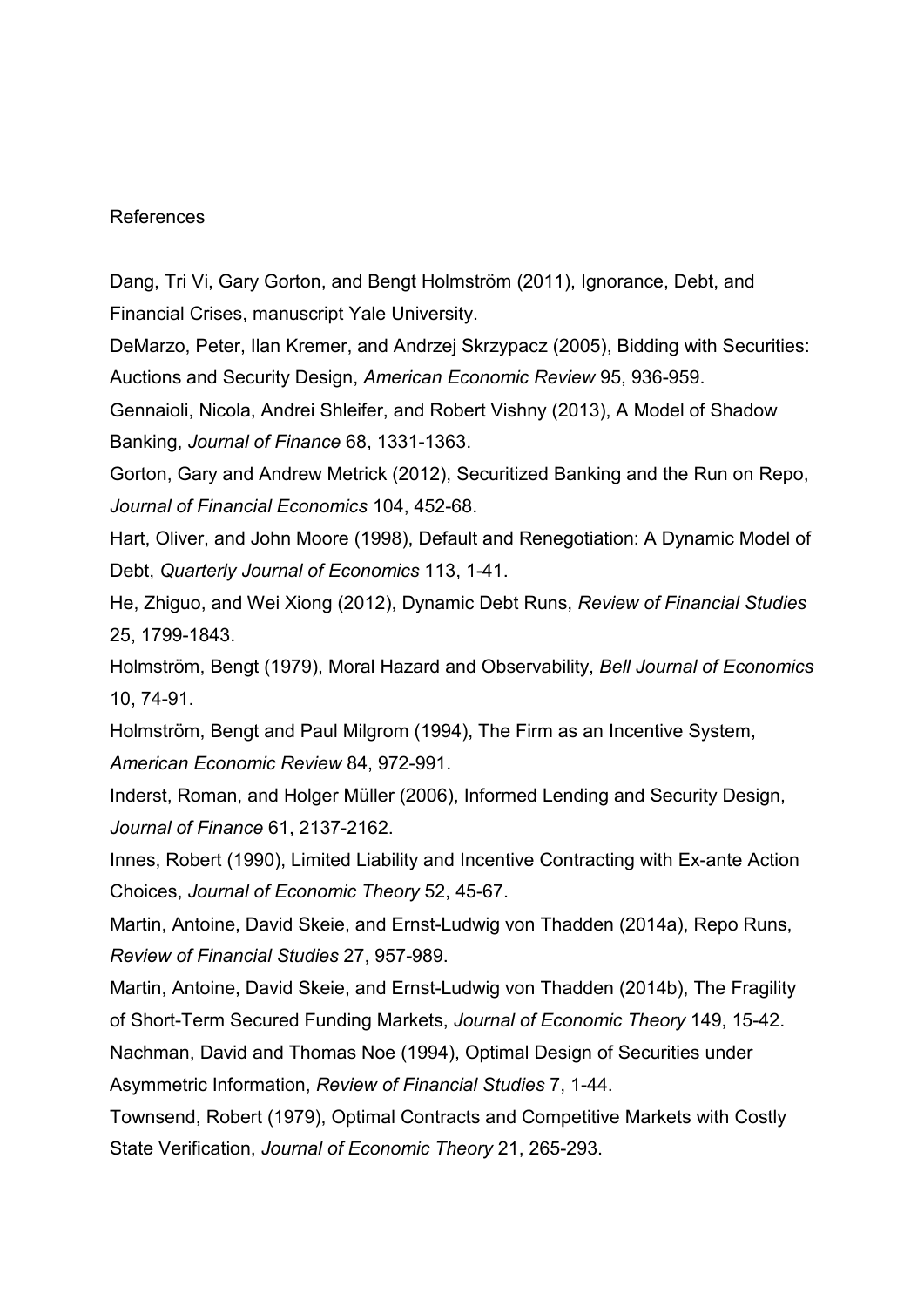# References

Dang, Tri Vi, Gary Gorton, and Bengt Holmström (2011), Ignorance, Debt, and Financial Crises, manuscript Yale University.

DeMarzo, Peter, Ilan Kremer, and Andrzej Skrzypacz (2005), Bidding with Securities: Auctions and Security Design, *American Economic Review* 95, 936-959.

Gennaioli, Nicola, Andrei Shleifer, and Robert Vishny (2013), A Model of Shadow Banking, *Journal of Finance* 68, 1331-1363.

Gorton, Gary and Andrew Metrick (2012), Securitized Banking and the Run on Repo, *Journal of Financial Economics* 104, 452-68.

Hart, Oliver, and John Moore (1998), Default and Renegotiation: A Dynamic Model of Debt, *Quarterly Journal of Economics* 113, 1-41.

He, Zhiguo, and Wei Xiong (2012), Dynamic Debt Runs, *Review of Financial Studies* 25, 1799-1843.

Holmström, Bengt (1979), Moral Hazard and Observability, *Bell Journal of Economics* 10, 74-91.

Holmström, Bengt and Paul Milgrom (1994), The Firm as an Incentive System, *American Economic Review* 84, 972-991.

Inderst, Roman, and Holger Müller (2006), Informed Lending and Security Design, *Journal of Finance* 61, 2137-2162.

Innes, Robert (1990), Limited Liability and Incentive Contracting with Ex-ante Action Choices, *Journal of Economic Theory* 52, 45-67.

Martin, Antoine, David Skeie, and Ernst-Ludwig von Thadden (2014a), Repo Runs, *Review of Financial Studies* 27, 957-989.

Martin, Antoine, David Skeie, and Ernst-Ludwig von Thadden (2014b), The Fragility of Short-Term Secured Funding Markets, *Journal of Economic Theory* 149, 15-42.

Nachman, David and Thomas Noe (1994), Optimal Design of Securities under Asymmetric Information, *Review of Financial Studies* 7, 1-44.

Townsend, Robert (1979), Optimal Contracts and Competitive Markets with Costly State Verification, *Journal of Economic Theory* 21, 265-293.